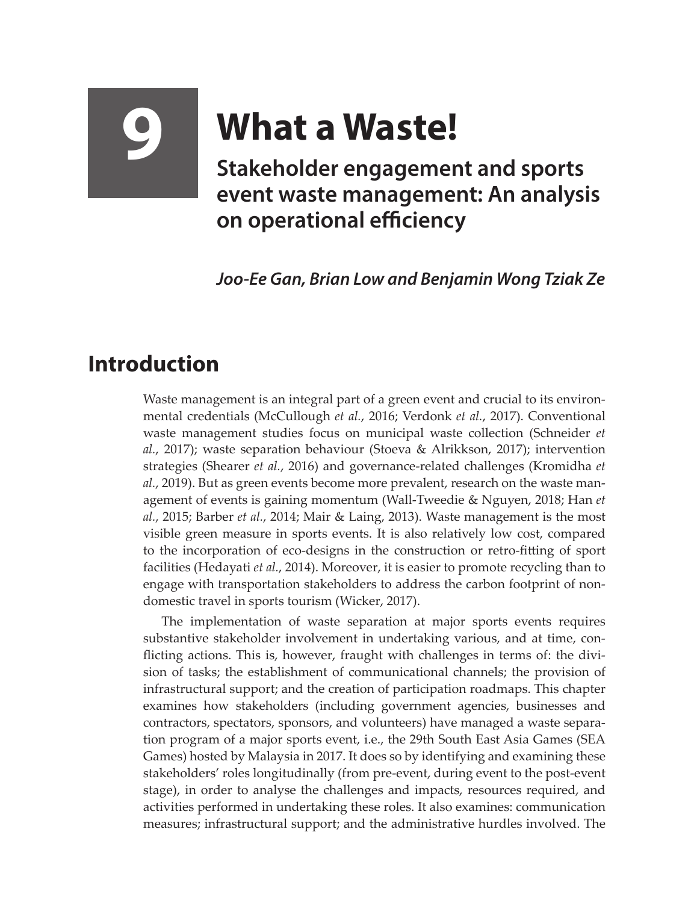# 9 What a Waste!

## Stakeholder engagement and sports event waste management: An analysis on operational efficiency

***Joo-Ee Gan, Brian Low and Benjamin Wong Tziak Ze***

## Introduction

Waste management is an integral part of a green event and crucial to its environmental credentials (McCullough *et al.*, 2016; Verdonk *et al.*, 2017). Conventional waste management studies focus on municipal waste collection (Schneider *et al.*, 2017); waste separation behaviour (Stoeva & Alrikkson, 2017); intervention strategies (Shearer *et al.*, 2016) and governance-related challenges (Kromidha *et al.*, 2019). But as green events become more prevalent, research on the waste management of events is gaining momentum (Wall-Tweedie & Nguyen, 2018; Han *et al.*, 2015; Barber *et al.*, 2014; Mair & Laing, 2013). Waste management is the most visible green measure in sports events. It is also relatively low cost, compared to the incorporation of eco-designs in the construction or retro-fitting of sport facilities (Hedayati *et al.*, 2014). Moreover, it is easier to promote recycling than to engage with transportation stakeholders to address the carbon footprint of non-domestic travel in sports tourism (Wicker, 2017).

The implementation of waste separation at major sports events requires substantive stakeholder involvement in undertaking various, and at time, conflicting actions. This is, however, fraught with challenges in terms of: the division of tasks; the establishment of communicational channels; the provision of infrastructural support; and the creation of participation roadmaps. This chapter examines how stakeholders (including government agencies, businesses and contractors, spectators, sponsors, and volunteers) have managed a waste separation program of a major sports event, i.e., the 29th South East Asia Games (SEA Games) hosted by Malaysia in 2017. It does so by identifying and examining these stakeholders' roles longitudinally (from pre-event, during event to the post-event stage), in order to analyse the challenges and impacts, resources required, and activities performed in undertaking these roles. It also examines: communication measures; infrastructural support; and the administrative hurdles involved. The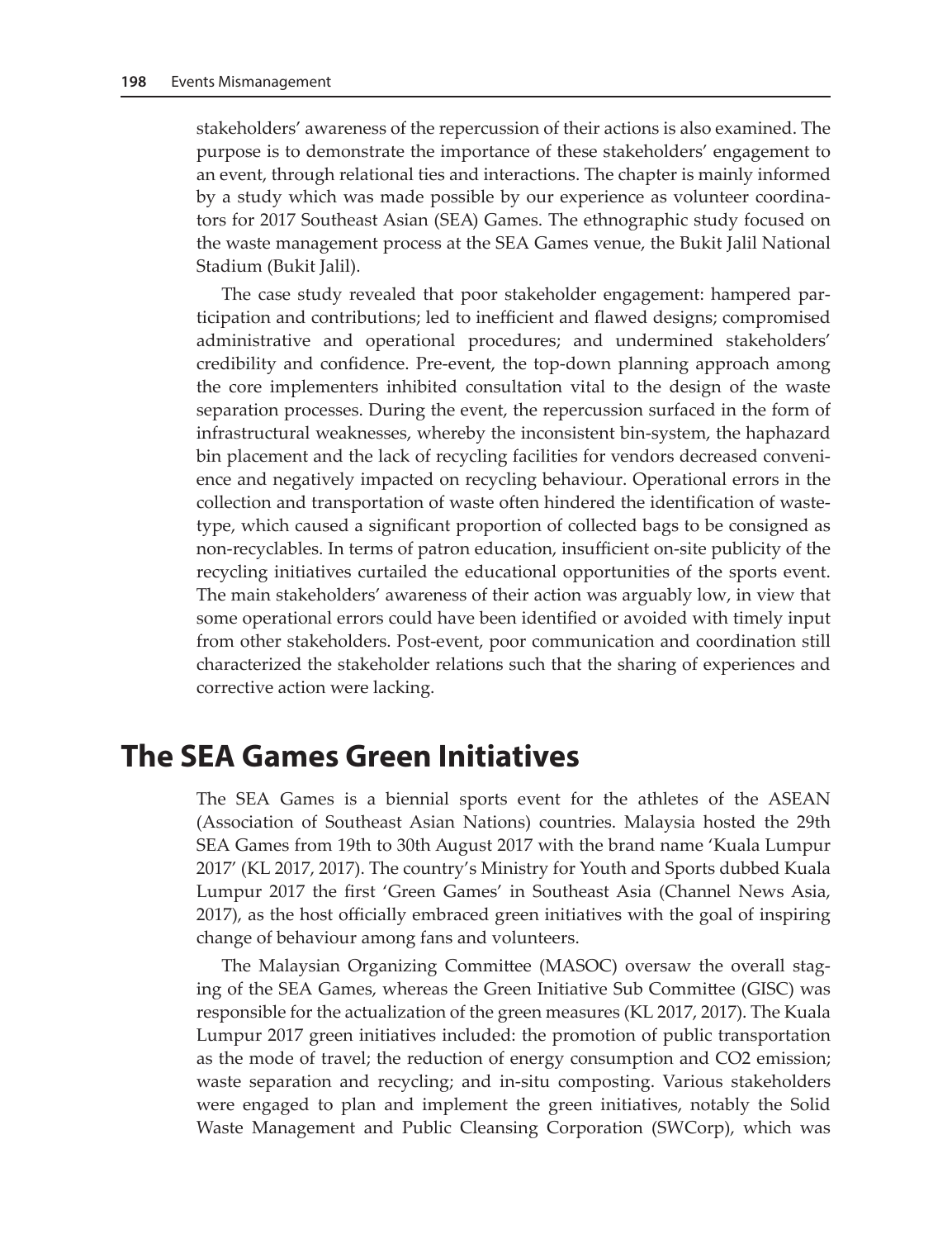stakeholders' awareness of the repercussion of their actions is also examined. The purpose is to demonstrate the importance of these stakeholders' engagement to an event, through relational ties and interactions. The chapter is mainly informed by a study which was made possible by our experience as volunteer coordinators for 2017 Southeast Asian (SEA) Games. The ethnographic study focused on the waste management process at the SEA Games venue, the Bukit Jalil National Stadium (Bukit Jalil).

The case study revealed that poor stakeholder engagement: hampered participation and contributions; led to inefficient and flawed designs; compromised administrative and operational procedures; and undermined stakeholders' credibility and confidence. Pre-event, the top-down planning approach among the core implementers inhibited consultation vital to the design of the waste separation processes. During the event, the repercussion surfaced in the form of infrastructural weaknesses, whereby the inconsistent bin-system, the haphazard bin placement and the lack of recycling facilities for vendors decreased convenience and negatively impacted on recycling behaviour. Operational errors in the collection and transportation of waste often hindered the identification of waste-type, which caused a significant proportion of collected bags to be consigned as non-recyclables. In terms of patron education, insufficient on-site publicity of the recycling initiatives curtailed the educational opportunities of the sports event. The main stakeholders' awareness of their action was arguably low, in view that some operational errors could have been identified or avoided with timely input from other stakeholders. Post-event, poor communication and coordination still characterized the stakeholder relations such that the sharing of experiences and corrective action were lacking.

## The SEA Games Green Initiatives

The SEA Games is a biennial sports event for the athletes of the ASEAN (Association of Southeast Asian Nations) countries. Malaysia hosted the 29th SEA Games from 19th to 30th August 2017 with the brand name 'Kuala Lumpur 2017' (KL 2017, 2017). The country's Ministry for Youth and Sports dubbed Kuala Lumpur 2017 the first 'Green Games' in Southeast Asia (Channel News Asia, 2017), as the host officially embraced green initiatives with the goal of inspiring change of behaviour among fans and volunteers.

The Malaysian Organizing Committee (MASOC) oversaw the overall staging of the SEA Games, whereas the Green Initiative Sub Committee (GISC) was responsible for the actualization of the green measures (KL 2017, 2017). The Kuala Lumpur 2017 green initiatives included: the promotion of public transportation as the mode of travel; the reduction of energy consumption and $CO_2$ emission; waste separation and recycling; and in-situ composting. Various stakeholders were engaged to plan and implement the green initiatives, notably the Solid Waste Management and Public Cleansing Corporation (SWCorp), which was